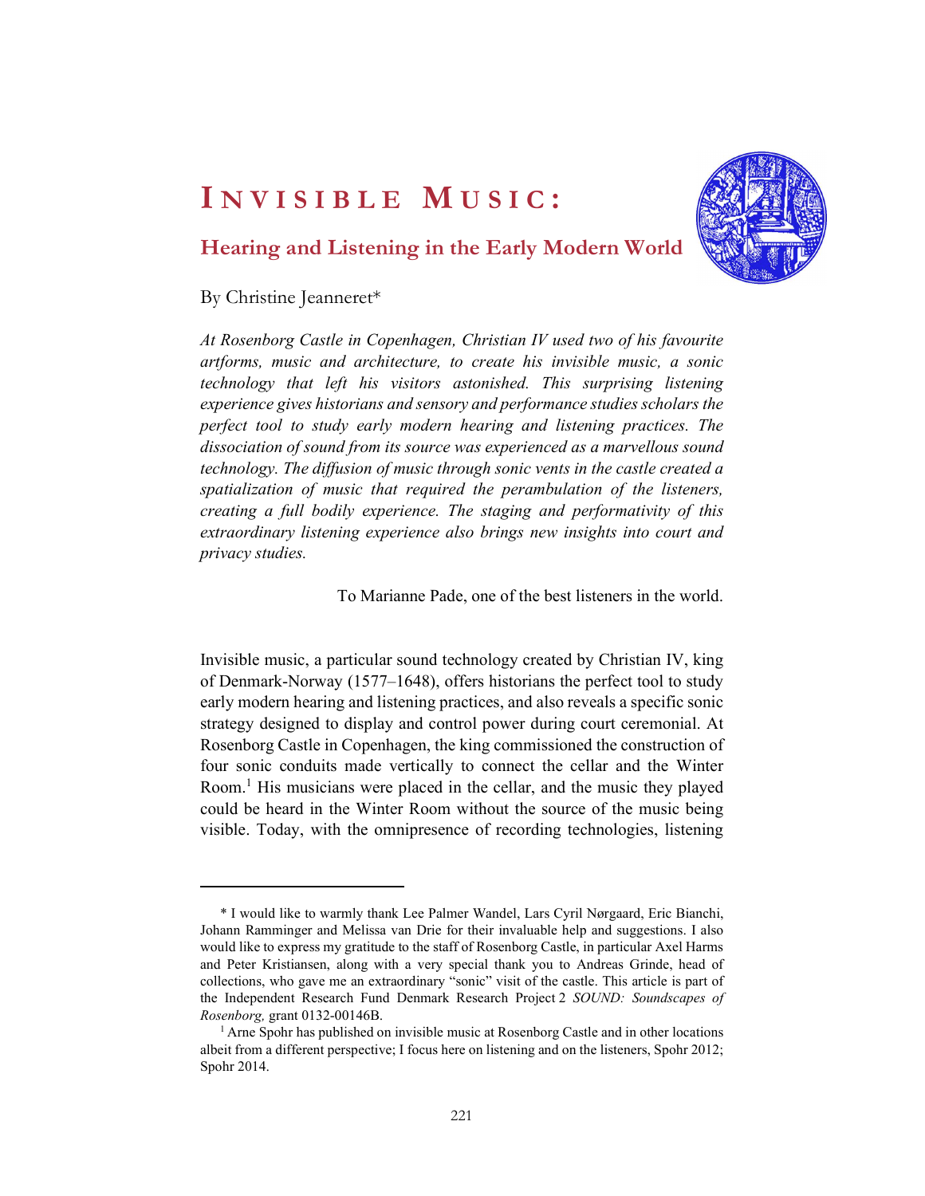# Invisible Music:

## Hearing and Listening in the Early Modern World

By Christine Jeanneret*

*At Rosenborg Castle in Copenhagen, Christian IV used two of his favourite artforms, music and architecture, to create his invisible music, a sonic technology that left his visitors astonished. This surprising listening experience gives historians and sensory and performance studies scholars the perfect tool to study early modern hearing and listening practices. The dissociation of sound from its source was experienced as a marvellous sound technology. The diffusion of music through sonic vents in the castle created a spatialization of music that required the perambulation of the listeners, creating a full bodily experience. The staging and performativity of this extraordinary listening experience also brings new insights into court and privacy studies.*

To Marianne Pade, one of the best listeners in the world.

Invisible music, a particular sound technology created by Christian IV, king of Denmark-Norway (1577–1648), offers historians the perfect tool to study early modern hearing and listening practices, and also reveals a specific sonic strategy designed to display and control power during court ceremonial. At Rosenborg Castle in Copenhagen, the king commissioned the construction of four sonic conduits made vertically to connect the cellar and the Winter Room.[1] His musicians were placed in the cellar, and the music they played could be heard in the Winter Room without the source of the music being visible. Today, with the omnipresence of recording technologies, listening

---

\* I would like to warmly thank Lee Palmer Wandel, Lars Cyril Nørgaard, Eric Bianchi, Johann Ramminger and Melissa van Drie for their invaluable help and suggestions. I also would like to express my gratitude to the staff of Rosenborg Castle, in particular Axel Harms and Peter Kristiansen, along with a very special thank you to Andreas Grinde, head of collections, who gave me an extraordinary "sonic" visit of the castle. This article is part of the Independent Research Fund Denmark Research Project 2 *SOUND: Soundscapes of Rosenborg,* grant 0132-00146B.

[1] Arne Spohr has published on invisible music at Rosenborg Castle and in other locations albeit from a different perspective; I focus here on listening and on the listeners, Spohr 2012; Spohr 2014.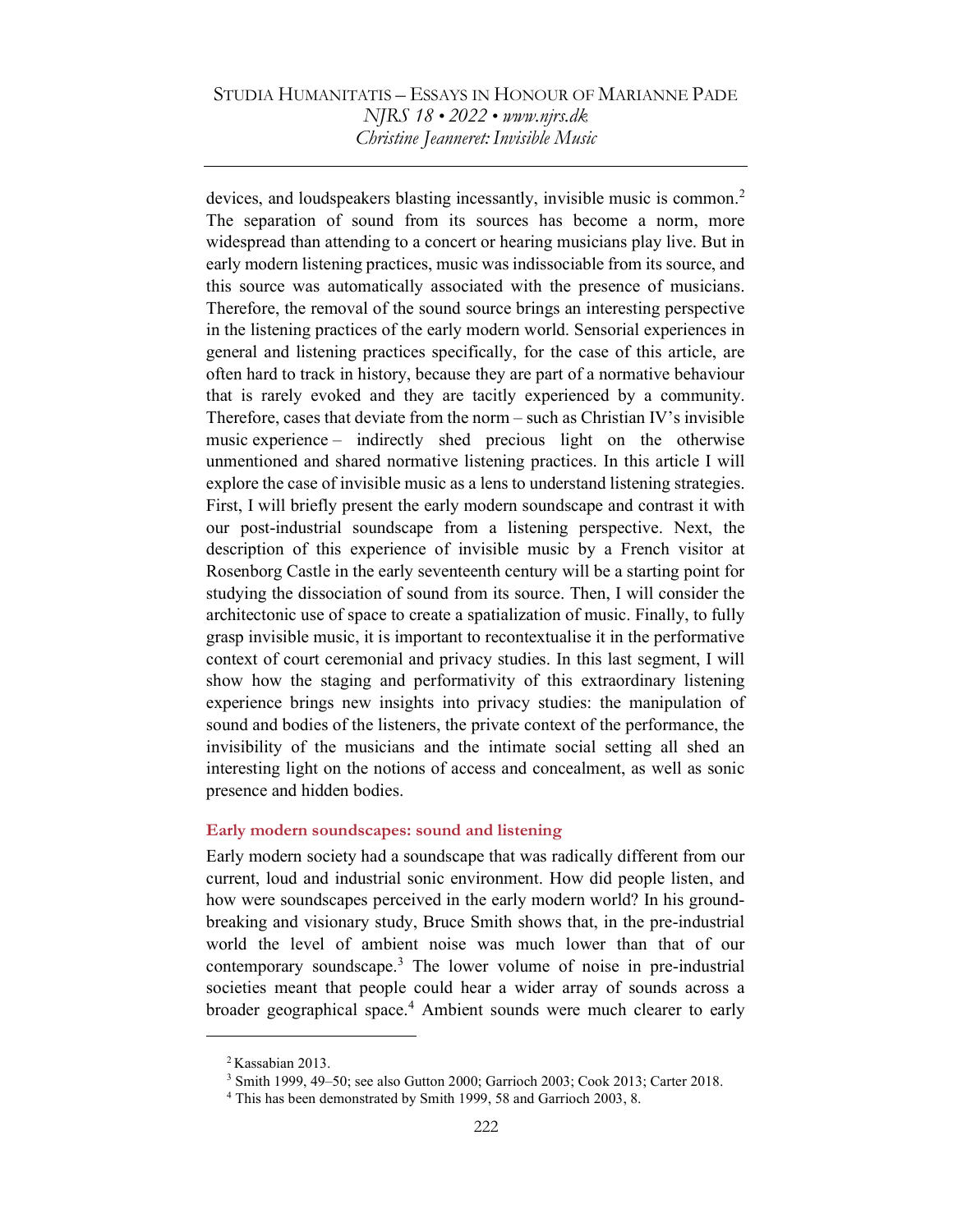devices, and loudspeakers blasting incessantly, invisible music is common.[2] The separation of sound from its sources has become a norm, more widespread than attending to a concert or hearing musicians play live. But in early modern listening practices, music was indissociable from its source, and this source was automatically associated with the presence of musicians. Therefore, the removal of the sound source brings an interesting perspective in the listening practices of the early modern world. Sensorial experiences in general and listening practices specifically, for the case of this article, are often hard to track in history, because they are part of a normative behaviour that is rarely evoked and they are tacitly experienced by a community. Therefore, cases that deviate from the norm – such as Christian IV's invisible music experience – indirectly shed precious light on the otherwise unmentioned and shared normative listening practices. In this article I will explore the case of invisible music as a lens to understand listening strategies. First, I will briefly present the early modern soundscape and contrast it with our post-industrial soundscape from a listening perspective. Next, the description of this experience of invisible music by a French visitor at Rosenborg Castle in the early seventeenth century will be a starting point for studying the dissociation of sound from its source. Then, I will consider the architectonic use of space to create a spatialization of music. Finally, to fully grasp invisible music, it is important to recontextualise it in the performative context of court ceremonial and privacy studies. In this last segment, I will show how the staging and performativity of this extraordinary listening experience brings new insights into privacy studies: the manipulation of sound and bodies of the listeners, the private context of the performance, the invisibility of the musicians and the intimate social setting all shed an interesting light on the notions of access and concealment, as well as sonic presence and hidden bodies.

## Early modern soundscapes: sound and listening

Early modern society had a soundscape that was radically different from our current, loud and industrial sonic environment. How did people listen, and how were soundscapes perceived in the early modern world? In his ground-breaking and visionary study, Bruce Smith shows that, in the pre-industrial world the level of ambient noise was much lower than that of our contemporary soundscape.[3] The lower volume of noise in pre-industrial societies meant that people could hear a wider array of sounds across a broader geographical space.[4] Ambient sounds were much clearer to early

---

[2] Kassabian 2013.

[3] Smith 1999, 49–50; see also Gutton 2000; Garrioch 2003; Cook 2013; Carter 2018.

[4] This has been demonstrated by Smith 1999, 58 and Garrioch 2003, 8.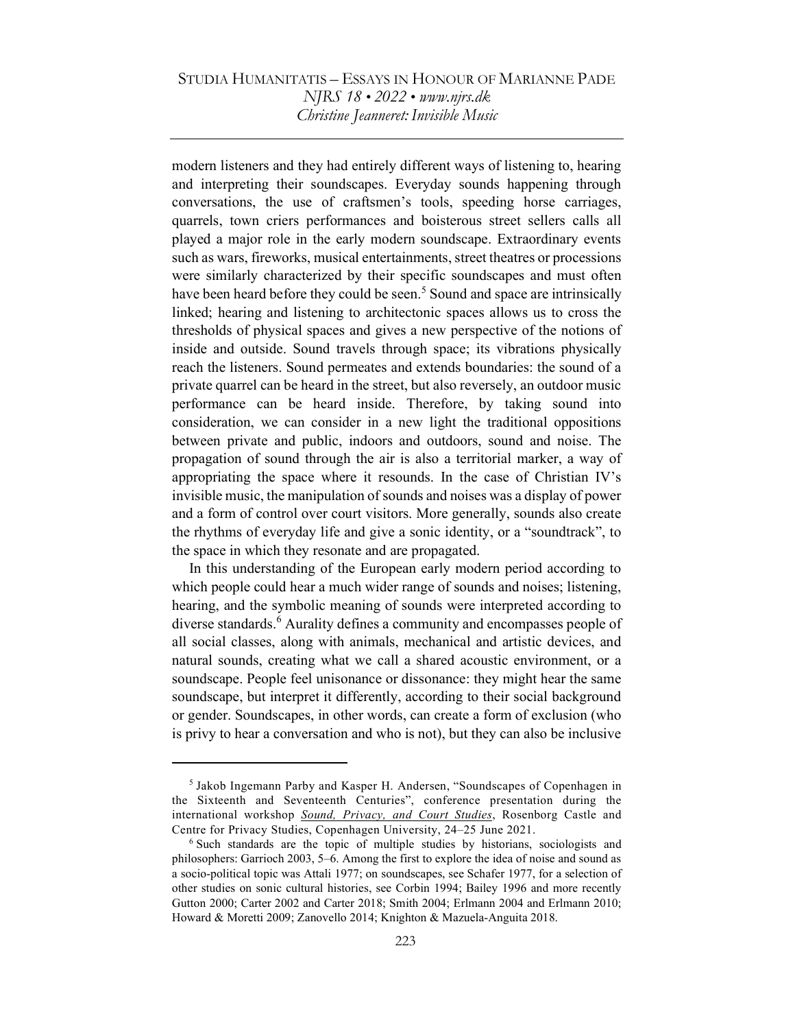modern listeners and they had entirely different ways of listening to, hearing and interpreting their soundscapes. Everyday sounds happening through conversations, the use of craftsmen's tools, speeding horse carriages, quarrels, town criers performances and boisterous street sellers calls all played a major role in the early modern soundscape. Extraordinary events such as wars, fireworks, musical entertainments, street theatres or processions were similarly characterized by their specific soundscapes and must often have been heard before they could be seen.[5] Sound and space are intrinsically linked; hearing and listening to architectonic spaces allows us to cross the thresholds of physical spaces and gives a new perspective of the notions of inside and outside. Sound travels through space; its vibrations physically reach the listeners. Sound permeates and extends boundaries: the sound of a private quarrel can be heard in the street, but also reversely, an outdoor music performance can be heard inside. Therefore, by taking sound into consideration, we can consider in a new light the traditional oppositions between private and public, indoors and outdoors, sound and noise. The propagation of sound through the air is also a territorial marker, a way of appropriating the space where it resounds. In the case of Christian IV's invisible music, the manipulation of sounds and noises was a display of power and a form of control over court visitors. More generally, sounds also create the rhythms of everyday life and give a sonic identity, or a "soundtrack", to the space in which they resonate and are propagated.

In this understanding of the European early modern period according to which people could hear a much wider range of sounds and noises; listening, hearing, and the symbolic meaning of sounds were interpreted according to diverse standards.[6] Aurality defines a community and encompasses people of all social classes, along with animals, mechanical and artistic devices, and natural sounds, creating what we call a shared acoustic environment, or a soundscape. People feel unisonance or dissonance: they might hear the same soundscape, but interpret it differently, according to their social background or gender. Soundscapes, in other words, can create a form of exclusion (who is privy to hear a conversation and who is not), but they can also be inclusive

---

[5] Jakob Ingemann Parby and Kasper H. Andersen, "Soundscapes of Copenhagen in the Sixteenth and Seventeenth Centuries", conference presentation during the international workshop *Sound, Privacy, and Court Studies*, Rosenborg Castle and Centre for Privacy Studies, Copenhagen University, 24–25 June 2021.

[6] Such standards are the topic of multiple studies by historians, sociologists and philosophers: Garrioch 2003, 5–6. Among the first to explore the idea of noise and sound as a socio-political topic was Attali 1977; on soundscapes, see Schafer 1977, for a selection of other studies on sonic cultural histories, see Corbin 1994; Bailey 1996 and more recently Gutton 2000; Carter 2002 and Carter 2018; Smith 2004; Erlmann 2004 and Erlmann 2010; Howard & Moretti 2009; Zanovello 2014; Knighton & Mazuela-Anguita 2018.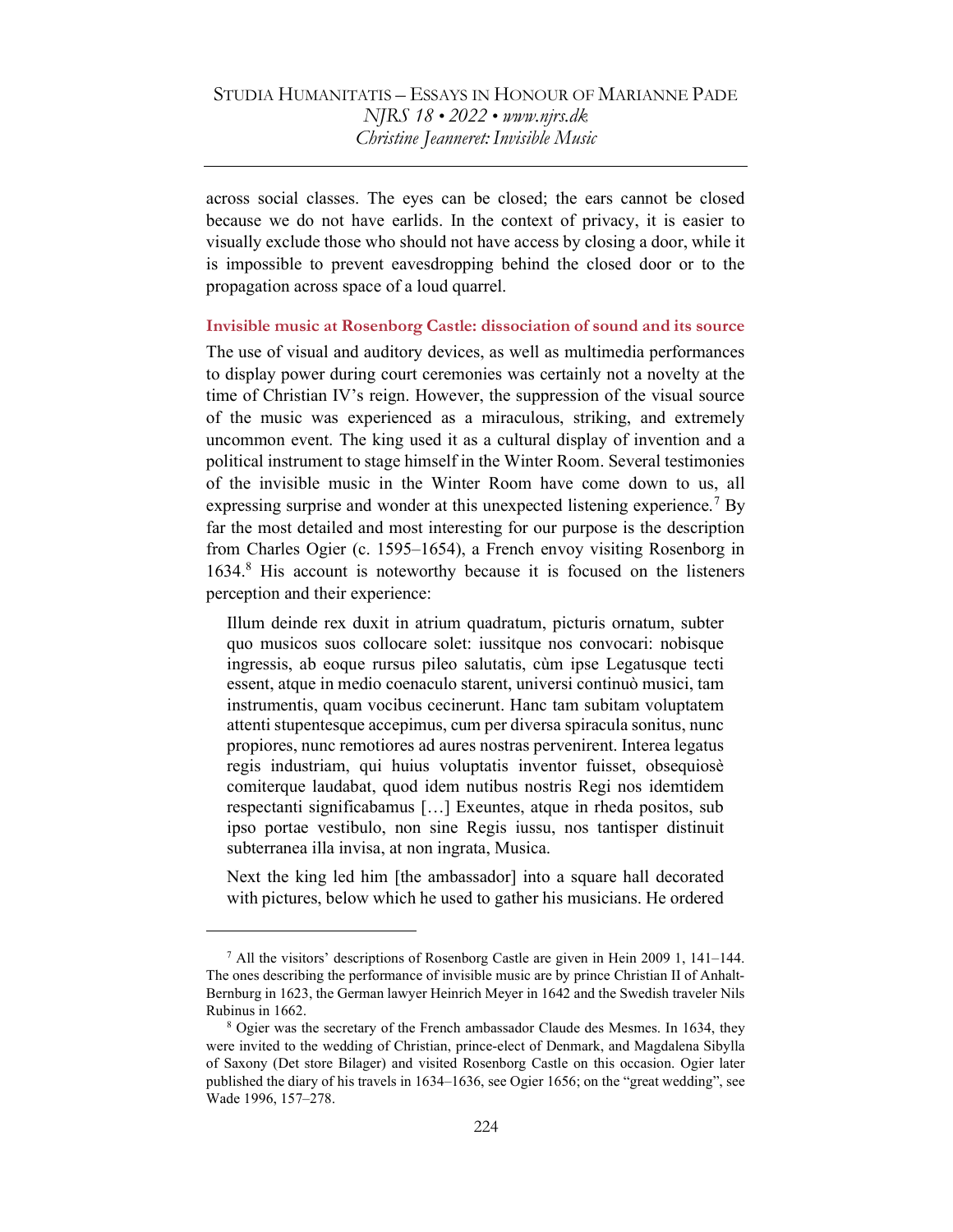across social classes. The eyes can be closed; the ears cannot be closed because we do not have earlids. In the context of privacy, it is easier to visually exclude those who should not have access by closing a door, while it is impossible to prevent eavesdropping behind the closed door or to the propagation across space of a loud quarrel.

### Invisible music at Rosenborg Castle: dissociation of sound and its source

The use of visual and auditory devices, as well as multimedia performances to display power during court ceremonies was certainly not a novelty at the time of Christian IV's reign. However, the suppression of the visual source of the music was experienced as a miraculous, striking, and extremely uncommon event. The king used it as a cultural display of invention and a political instrument to stage himself in the Winter Room. Several testimonies of the invisible music in the Winter Room have come down to us, all expressing surprise and wonder at this unexpected listening experience.[7] By far the most detailed and most interesting for our purpose is the description from Charles Ogier (c. 1595–1654), a French envoy visiting Rosenborg in 1634.[8] His account is noteworthy because it is focused on the listeners perception and their experience:

> Illum deinde rex duxit in atrium quadratum, picturis ornatum, subter quo musicos suos collocare solet: iussitque nos convocari: nobisque ingressis, ab eoque rursus pileo salutatis, cùm ipse Legatusque tecti essent, atque in medio coenaculo starent, universi continuò musici, tam instrumentis, quam vocibus cecinerunt. Hanc tam subitam voluptatem attenti stupentesque accepimus, cum per diversa spiracula sonitus, nunc propiores, nunc remotiores ad aures nostras pervenirent. Interea legatus regis industriam, qui huius voluptatis inventor fuisset, obsequiosè comiterque laudabat, quod idem nutibus nostris Regi nos idemtidem respectanti significabamus […] Exeuntes, atque in rheda positos, sub ipso portae vestibulo, non sine Regis iussu, nos tantisper distinuit subterranea illa invisa, at non ingrata, Musica.

> Next the king led him [the ambassador] into a square hall decorated with pictures, below which he used to gather his musicians. He ordered

[7] All the visitors' descriptions of Rosenborg Castle are given in Hein 2009 1, 141–144. The ones describing the performance of invisible music are by prince Christian II of Anhalt-Bernburg in 1623, the German lawyer Heinrich Meyer in 1642 and the Swedish traveler Nils Rubinus in 1662.

[8] Ogier was the secretary of the French ambassador Claude des Mesmes. In 1634, they were invited to the wedding of Christian, prince-elect of Denmark, and Magdalena Sibylla of Saxony (Det store Bilager) and visited Rosenborg Castle on this occasion. Ogier later published the diary of his travels in 1634–1636, see Ogier 1656; on the "great wedding", see Wade 1996, 157–278.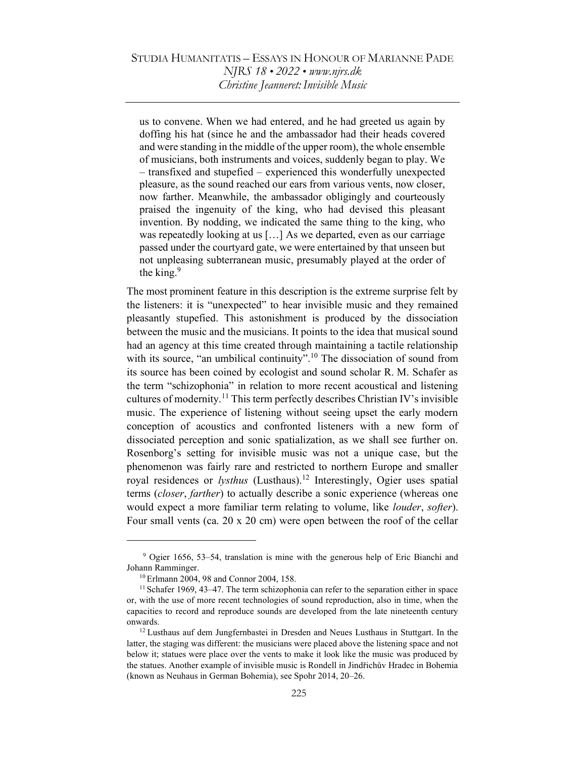> us to convene. When we had entered, and he had greeted us again by doffing his hat (since he and the ambassador had their heads covered and were standing in the middle of the upper room), the whole ensemble of musicians, both instruments and voices, suddenly began to play. We – transfixed and stupefied – experienced this wonderfully unexpected pleasure, as the sound reached our ears from various vents, now closer, now farther. Meanwhile, the ambassador obligingly and courteously praised the ingenuity of the king, who had devised this pleasant invention. By nodding, we indicated the same thing to the king, who was repeatedly looking at us […] As we departed, even as our carriage passed under the courtyard gate, we were entertained by that unseen but not unpleasing subterranean music, presumably played at the order of the king.[9]

The most prominent feature in this description is the extreme surprise felt by the listeners: it is "unexpected" to hear invisible music and they remained pleasantly stupefied. This astonishment is produced by the dissociation between the music and the musicians. It points to the idea that musical sound had an agency at this time created through maintaining a tactile relationship with its source, "an umbilical continuity".[10] The dissociation of sound from its source has been coined by ecologist and sound scholar R. M. Schafer as the term "schizophonia" in relation to more recent acoustical and listening cultures of modernity.[11] This term perfectly describes Christian IV's invisible music. The experience of listening without seeing upset the early modern conception of acoustics and confronted listeners with a new form of dissociated perception and sonic spatialization, as we shall see further on. Rosenborg's setting for invisible music was not a unique case, but the phenomenon was fairly rare and restricted to northern Europe and smaller royal residences or *lysthus* (Lusthaus).[12] Interestingly, Ogier uses spatial terms (*closer*, *farther*) to actually describe a sonic experience (whereas one would expect a more familiar term relating to volume, like *louder*, *softer*). Four small vents (ca. 20 x 20 cm) were open between the roof of the cellar

---

[9] Ogier 1656, 53–54, translation is mine with the generous help of Eric Bianchi and Johann Ramminger.

[10] Erlmann 2004, 98 and Connor 2004, 158.

[11] Schafer 1969, 43–47. The term schizophonia can refer to the separation either in space or, with the use of more recent technologies of sound reproduction, also in time, when the capacities to record and reproduce sounds are developed from the late nineteenth century onwards.

[12] Lusthaus auf dem Jungfernbastei in Dresden and Neues Lusthaus in Stuttgart. In the latter, the staging was different: the musicians were placed above the listening space and not below it; statues were place over the vents to make it look like the music was produced by the statues. Another example of invisible music is Rondell in Jindřichův Hradec in Bohemia (known as Neuhaus in German Bohemia), see Spohr 2014, 20–26.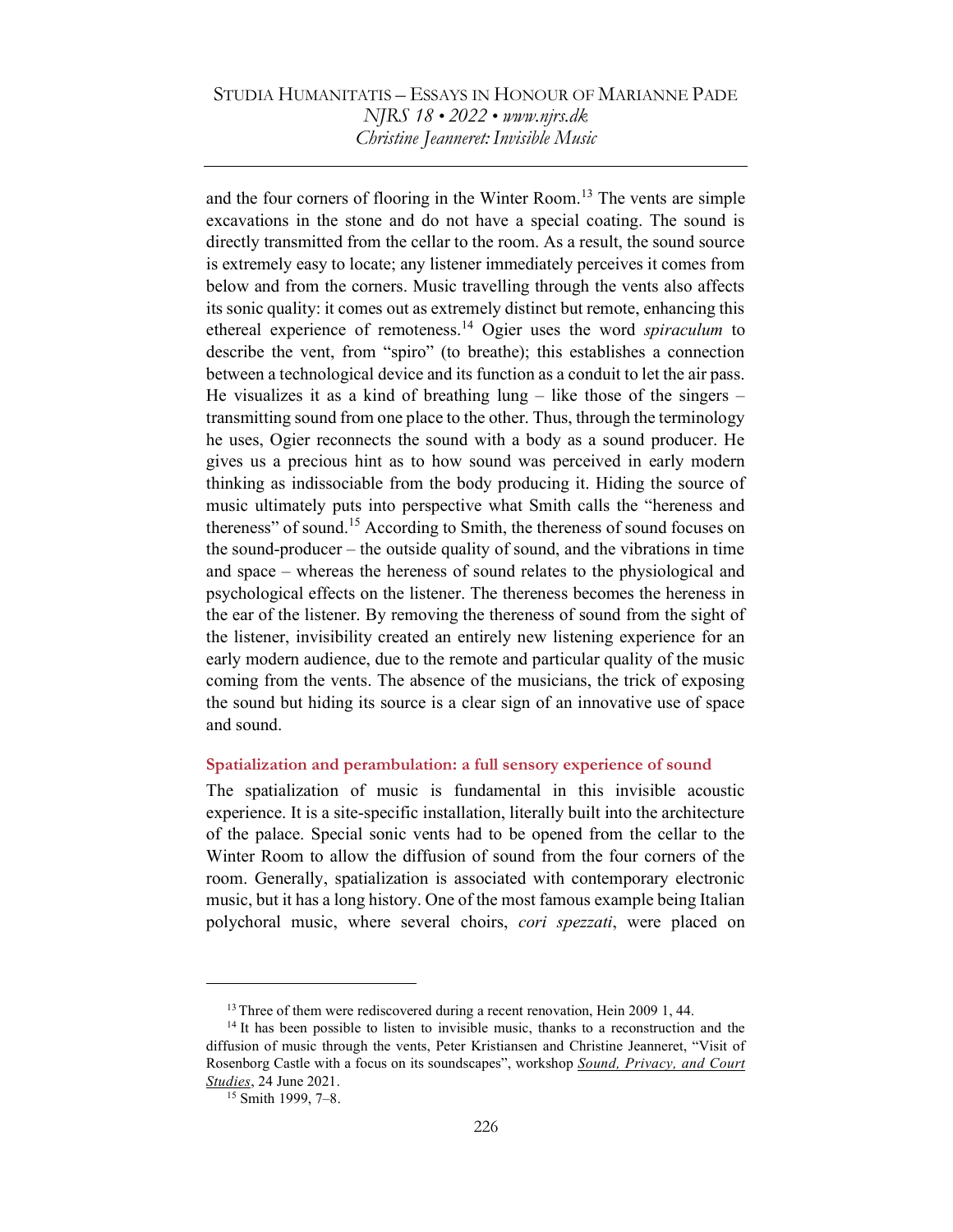and the four corners of flooring in the Winter Room.[13] The vents are simple excavations in the stone and do not have a special coating. The sound is directly transmitted from the cellar to the room. As a result, the sound source is extremely easy to locate; any listener immediately perceives it comes from below and from the corners. Music travelling through the vents also affects its sonic quality: it comes out as extremely distinct but remote, enhancing this ethereal experience of remoteness.[14] Ogier uses the word *spiraculum* to describe the vent, from "spiro" (to breathe); this establishes a connection between a technological device and its function as a conduit to let the air pass. He visualizes it as a kind of breathing lung – like those of the singers – transmitting sound from one place to the other. Thus, through the terminology he uses, Ogier reconnects the sound with a body as a sound producer. He gives us a precious hint as to how sound was perceived in early modern thinking as indissociable from the body producing it. Hiding the source of music ultimately puts into perspective what Smith calls the "hereness and thereness" of sound.[15] According to Smith, the thereness of sound focuses on the sound-producer – the outside quality of sound, and the vibrations in time and space – whereas the hereness of sound relates to the physiological and psychological effects on the listener. The thereness becomes the hereness in the ear of the listener. By removing the thereness of sound from the sight of the listener, invisibility created an entirely new listening experience for an early modern audience, due to the remote and particular quality of the music coming from the vents. The absence of the musicians, the trick of exposing the sound but hiding its source is a clear sign of an innovative use of space and sound.

### Spatialization and perambulation: a full sensory experience of sound

The spatialization of music is fundamental in this invisible acoustic experience. It is a site-specific installation, literally built into the architecture of the palace. Special sonic vents had to be opened from the cellar to the Winter Room to allow the diffusion of sound from the four corners of the room. Generally, spatialization is associated with contemporary electronic music, but it has a long history. One of the most famous example being Italian polychoral music, where several choirs, *cori spezzati*, were placed on

---

[13] Three of them were rediscovered during a recent renovation, Hein 2009 1, 44.

[14] It has been possible to listen to invisible music, thanks to a reconstruction and the diffusion of music through the vents, Peter Kristiansen and Christine Jeanneret, "Visit of Rosenborg Castle with a focus on its soundscapes", workshop *Sound, Privacy, and Court Studies*, 24 June 2021.

[15] Smith 1999, 7–8.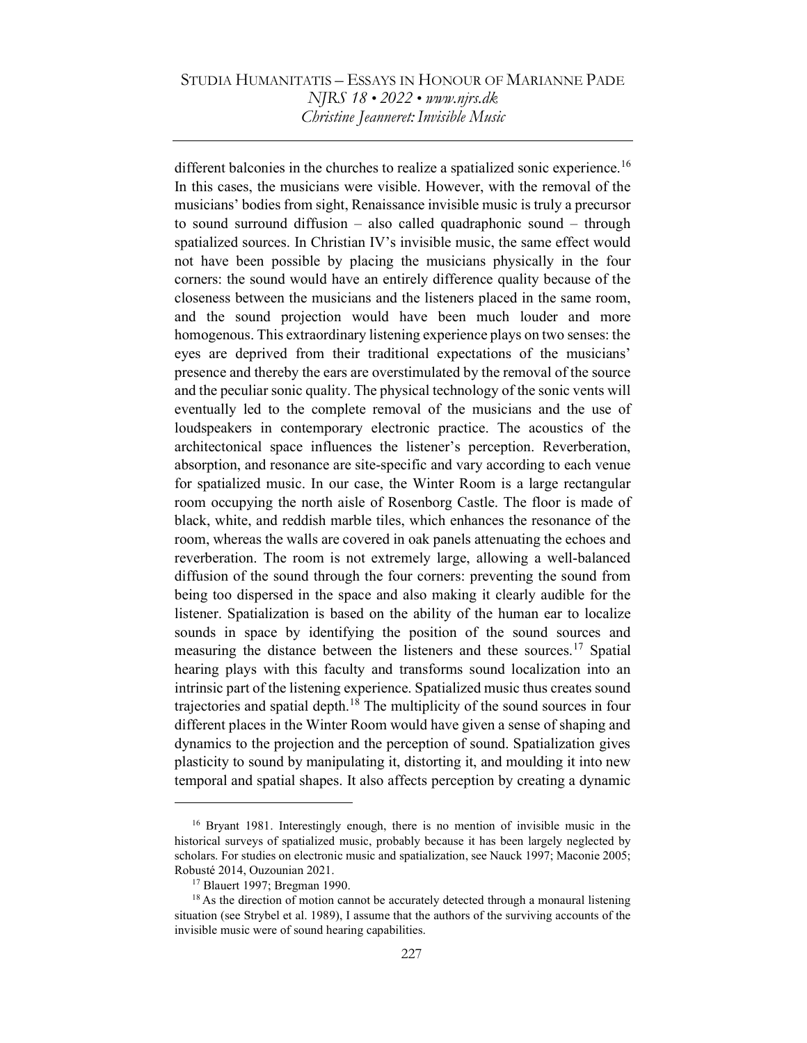different balconies in the churches to realize a spatialized sonic experience.[16] In this cases, the musicians were visible. However, with the removal of the musicians' bodies from sight, Renaissance invisible music is truly a precursor to sound surround diffusion – also called quadraphonic sound – through spatialized sources. In Christian IV's invisible music, the same effect would not have been possible by placing the musicians physically in the four corners: the sound would have an entirely difference quality because of the closeness between the musicians and the listeners placed in the same room, and the sound projection would have been much louder and more homogenous. This extraordinary listening experience plays on two senses: the eyes are deprived from their traditional expectations of the musicians' presence and thereby the ears are overstimulated by the removal of the source and the peculiar sonic quality. The physical technology of the sonic vents will eventually led to the complete removal of the musicians and the use of loudspeakers in contemporary electronic practice. The acoustics of the architectonical space influences the listener's perception. Reverberation, absorption, and resonance are site-specific and vary according to each venue for spatialized music. In our case, the Winter Room is a large rectangular room occupying the north aisle of Rosenborg Castle. The floor is made of black, white, and reddish marble tiles, which enhances the resonance of the room, whereas the walls are covered in oak panels attenuating the echoes and reverberation. The room is not extremely large, allowing a well-balanced diffusion of the sound through the four corners: preventing the sound from being too dispersed in the space and also making it clearly audible for the listener. Spatialization is based on the ability of the human ear to localize sounds in space by identifying the position of the sound sources and measuring the distance between the listeners and these sources.[17] Spatial hearing plays with this faculty and transforms sound localization into an intrinsic part of the listening experience. Spatialized music thus creates sound trajectories and spatial depth.[18] The multiplicity of the sound sources in four different places in the Winter Room would have given a sense of shaping and dynamics to the projection and the perception of sound. Spatialization gives plasticity to sound by manipulating it, distorting it, and moulding it into new temporal and spatial shapes. It also affects perception by creating a dynamic

---

[16] Bryant 1981. Interestingly enough, there is no mention of invisible music in the historical surveys of spatialized music, probably because it has been largely neglected by scholars. For studies on electronic music and spatialization, see Nauck 1997; Maconie 2005; Robusté 2014, Ouzounian 2021.

[17] Blauert 1997; Bregman 1990.

[18] As the direction of motion cannot be accurately detected through a monaural listening situation (see Strybel et al. 1989), I assume that the authors of the surviving accounts of the invisible music were of sound hearing capabilities.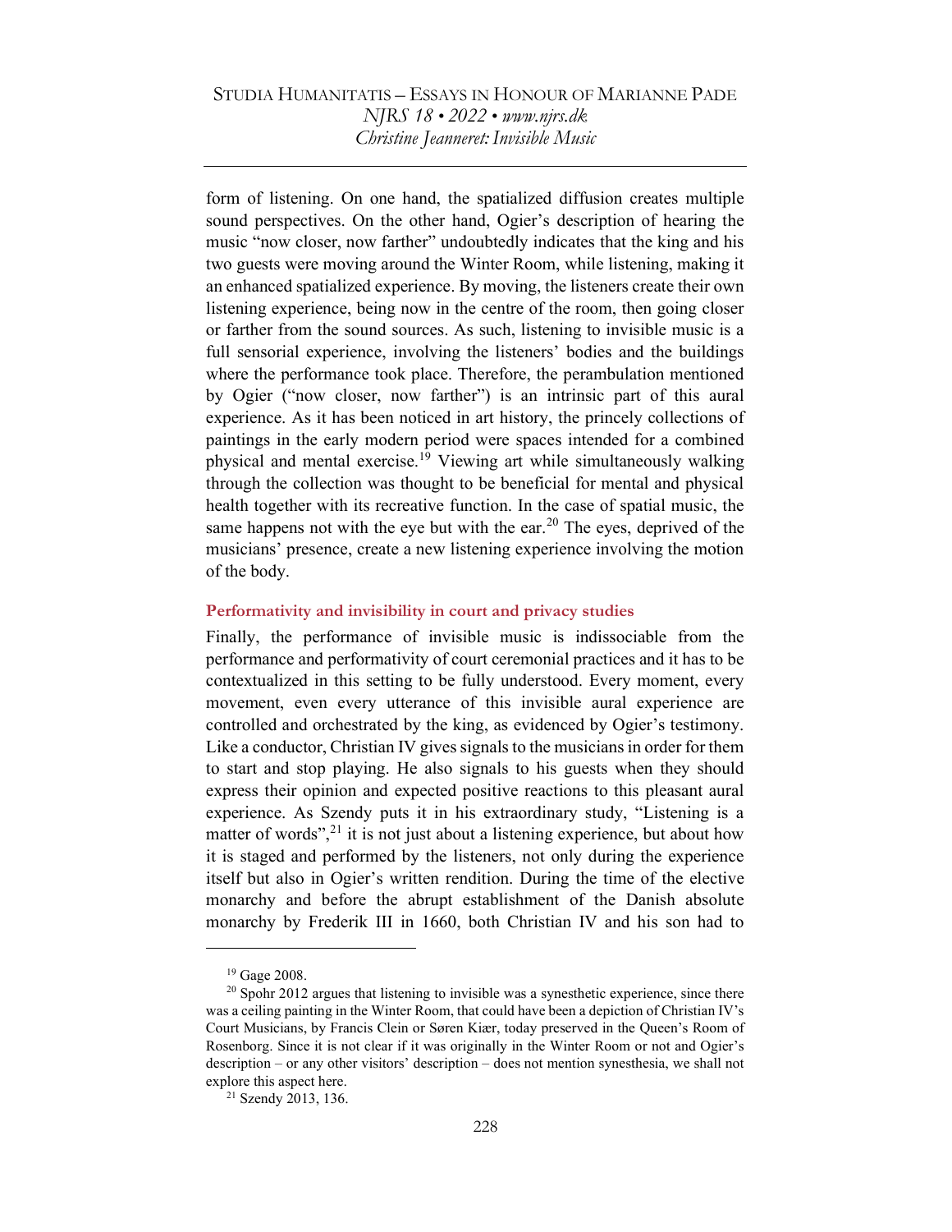form of listening. On one hand, the spatialized diffusion creates multiple sound perspectives. On the other hand, Ogier's description of hearing the music "now closer, now farther" undoubtedly indicates that the king and his two guests were moving around the Winter Room, while listening, making it an enhanced spatialized experience. By moving, the listeners create their own listening experience, being now in the centre of the room, then going closer or farther from the sound sources. As such, listening to invisible music is a full sensorial experience, involving the listeners' bodies and the buildings where the performance took place. Therefore, the perambulation mentioned by Ogier ("now closer, now farther") is an intrinsic part of this aural experience. As it has been noticed in art history, the princely collections of paintings in the early modern period were spaces intended for a combined physical and mental exercise.[19] Viewing art while simultaneously walking through the collection was thought to be beneficial for mental and physical health together with its recreative function. In the case of spatial music, the same happens not with the eye but with the ear.[20] The eyes, deprived of the musicians' presence, create a new listening experience involving the motion of the body.

### Performativity and invisibility in court and privacy studies

Finally, the performance of invisible music is indissociable from the performance and performativity of court ceremonial practices and it has to be contextualized in this setting to be fully understood. Every moment, every movement, even every utterance of this invisible aural experience are controlled and orchestrated by the king, as evidenced by Ogier's testimony. Like a conductor, Christian IV gives signals to the musicians in order for them to start and stop playing. He also signals to his guests when they should express their opinion and expected positive reactions to this pleasant aural experience. As Szendy puts it in his extraordinary study, "Listening is a matter of words",[21] it is not just about a listening experience, but about how it is staged and performed by the listeners, not only during the experience itself but also in Ogier's written rendition. During the time of the elective monarchy and before the abrupt establishment of the Danish absolute monarchy by Frederik III in 1660, both Christian IV and his son had to

---

[19] Gage 2008.

[20] Spohr 2012 argues that listening to invisible was a synesthetic experience, since there was a ceiling painting in the Winter Room, that could have been a depiction of Christian IV's Court Musicians, by Francis Clein or Søren Kiær, today preserved in the Queen's Room of Rosenborg. Since it is not clear if it was originally in the Winter Room or not and Ogier's description – or any other visitors' description – does not mention synesthesia, we shall not explore this aspect here.

[21] Szendy 2013, 136.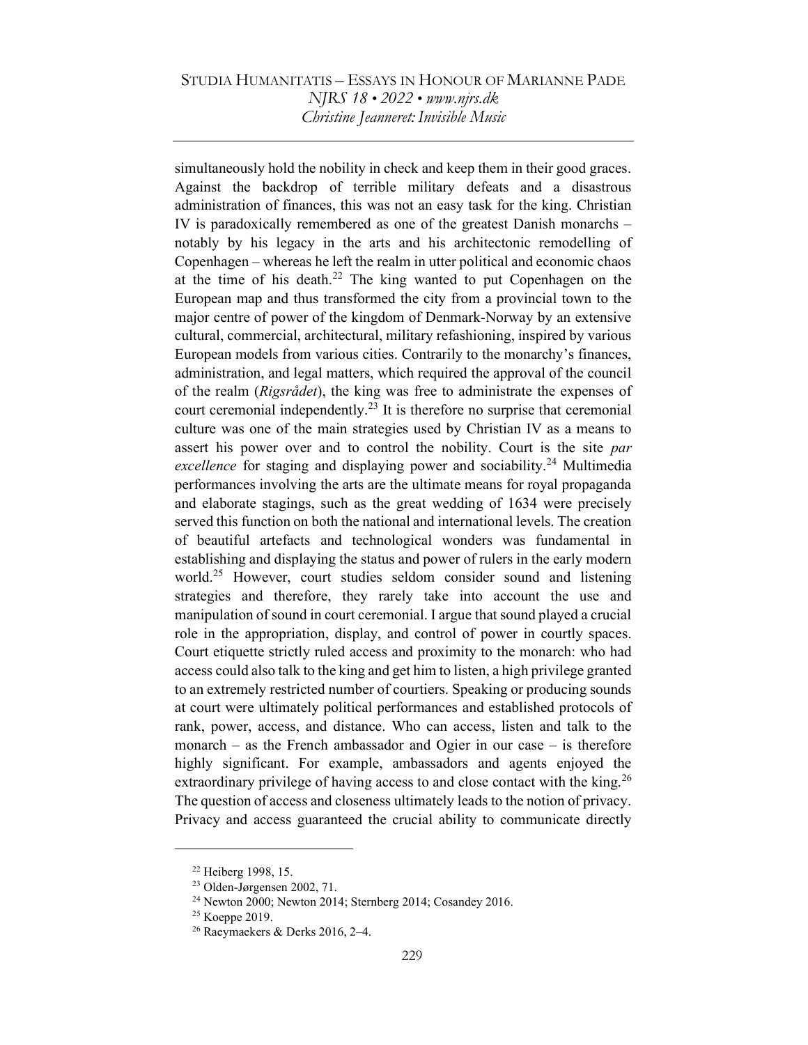simultaneously hold the nobility in check and keep them in their good graces. Against the backdrop of terrible military defeats and a disastrous administration of finances, this was not an easy task for the king. Christian IV is paradoxically remembered as one of the greatest Danish monarchs – notably by his legacy in the arts and his architectonic remodelling of Copenhagen – whereas he left the realm in utter political and economic chaos at the time of his death.[22] The king wanted to put Copenhagen on the European map and thus transformed the city from a provincial town to the major centre of power of the kingdom of Denmark-Norway by an extensive cultural, commercial, architectural, military refashioning, inspired by various European models from various cities. Contrarily to the monarchy's finances, administration, and legal matters, which required the approval of the council of the realm (*Rigsrådet*), the king was free to administrate the expenses of court ceremonial independently.[23] It is therefore no surprise that ceremonial culture was one of the main strategies used by Christian IV as a means to assert his power over and to control the nobility. Court is the site *par excellence* for staging and displaying power and sociability.[24] Multimedia performances involving the arts are the ultimate means for royal propaganda and elaborate stagings, such as the great wedding of 1634 were precisely served this function on both the national and international levels. The creation of beautiful artefacts and technological wonders was fundamental in establishing and displaying the status and power of rulers in the early modern world.[25] However, court studies seldom consider sound and listening strategies and therefore, they rarely take into account the use and manipulation of sound in court ceremonial. I argue that sound played a crucial role in the appropriation, display, and control of power in courtly spaces. Court etiquette strictly ruled access and proximity to the monarch: who had access could also talk to the king and get him to listen, a high privilege granted to an extremely restricted number of courtiers. Speaking or producing sounds at court were ultimately political performances and established protocols of rank, power, access, and distance. Who can access, listen and talk to the monarch – as the French ambassador and Ogier in our case – is therefore highly significant. For example, ambassadors and agents enjoyed the extraordinary privilege of having access to and close contact with the king.[26] The question of access and closeness ultimately leads to the notion of privacy. Privacy and access guaranteed the crucial ability to communicate directly

---

[22] Heiberg 1998, 15.

[23] Olden-Jørgensen 2002, 71.

[24] Newton 2000; Newton 2014; Sternberg 2014; Cosandey 2016.

[25] Koeppe 2019.

[26] Raeymaekers & Derks 2016, 2–4.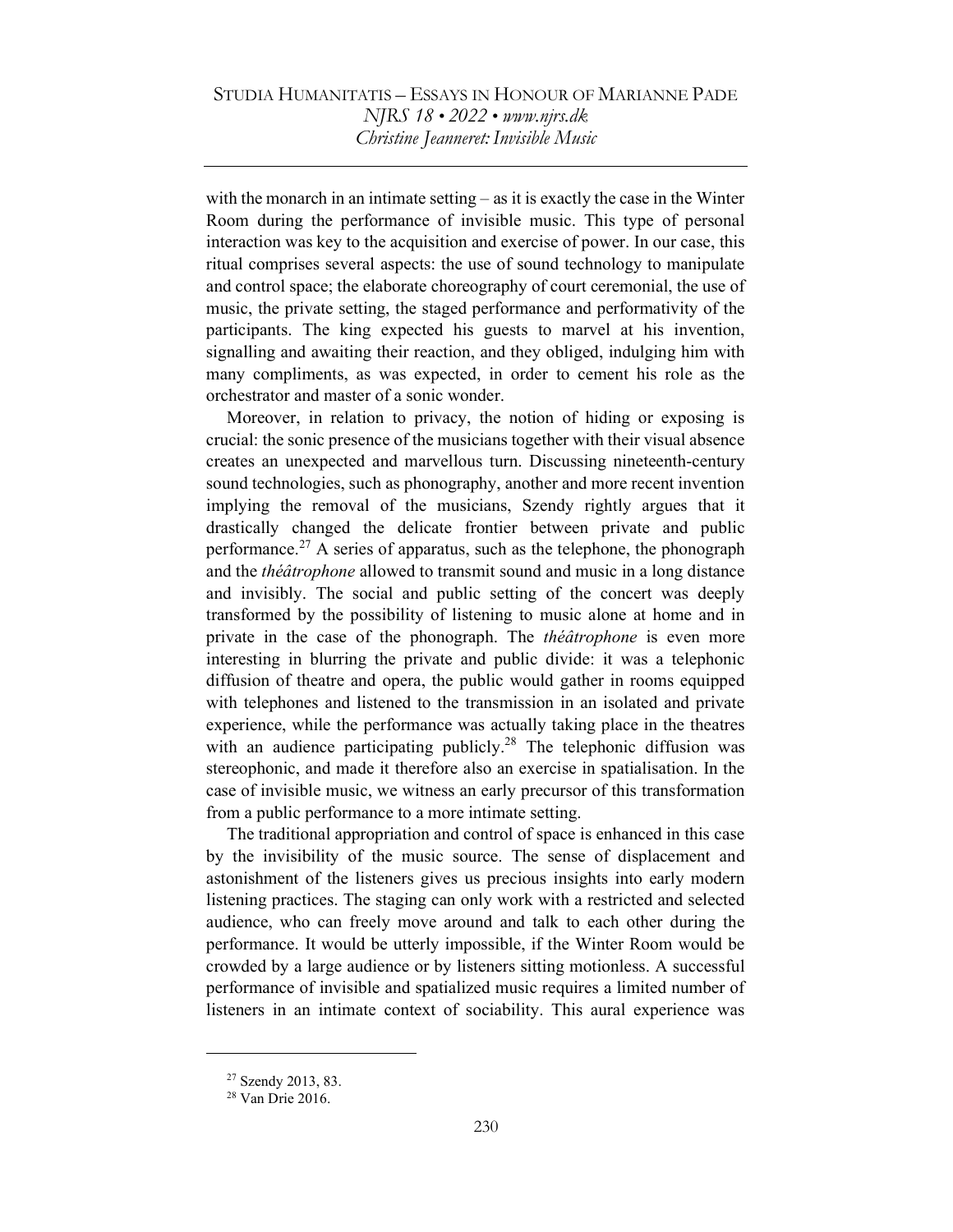with the monarch in an intimate setting – as it is exactly the case in the Winter Room during the performance of invisible music. This type of personal interaction was key to the acquisition and exercise of power. In our case, this ritual comprises several aspects: the use of sound technology to manipulate and control space; the elaborate choreography of court ceremonial, the use of music, the private setting, the staged performance and performativity of the participants. The king expected his guests to marvel at his invention, signalling and awaiting their reaction, and they obliged, indulging him with many compliments, as was expected, in order to cement his role as the orchestrator and master of a sonic wonder.

Moreover, in relation to privacy, the notion of hiding or exposing is crucial: the sonic presence of the musicians together with their visual absence creates an unexpected and marvellous turn. Discussing nineteenth-century sound technologies, such as phonography, another and more recent invention implying the removal of the musicians, Szendy rightly argues that it drastically changed the delicate frontier between private and public performance.[27] A series of apparatus, such as the telephone, the phonograph and the *théâtrophone* allowed to transmit sound and music in a long distance and invisibly. The social and public setting of the concert was deeply transformed by the possibility of listening to music alone at home and in private in the case of the phonograph. The *théâtrophone* is even more interesting in blurring the private and public divide: it was a telephonic diffusion of theatre and opera, the public would gather in rooms equipped with telephones and listened to the transmission in an isolated and private experience, while the performance was actually taking place in the theatres with an audience participating publicly.[28] The telephonic diffusion was stereophonic, and made it therefore also an exercise in spatialisation. In the case of invisible music, we witness an early precursor of this transformation from a public performance to a more intimate setting.

The traditional appropriation and control of space is enhanced in this case by the invisibility of the music source. The sense of displacement and astonishment of the listeners gives us precious insights into early modern listening practices. The staging can only work with a restricted and selected audience, who can freely move around and talk to each other during the performance. It would be utterly impossible, if the Winter Room would be crowded by a large audience or by listeners sitting motionless. A successful performance of invisible and spatialized music requires a limited number of listeners in an intimate context of sociability. This aural experience was

---

[27] Szendy 2013, 83.

[28] Van Drie 2016.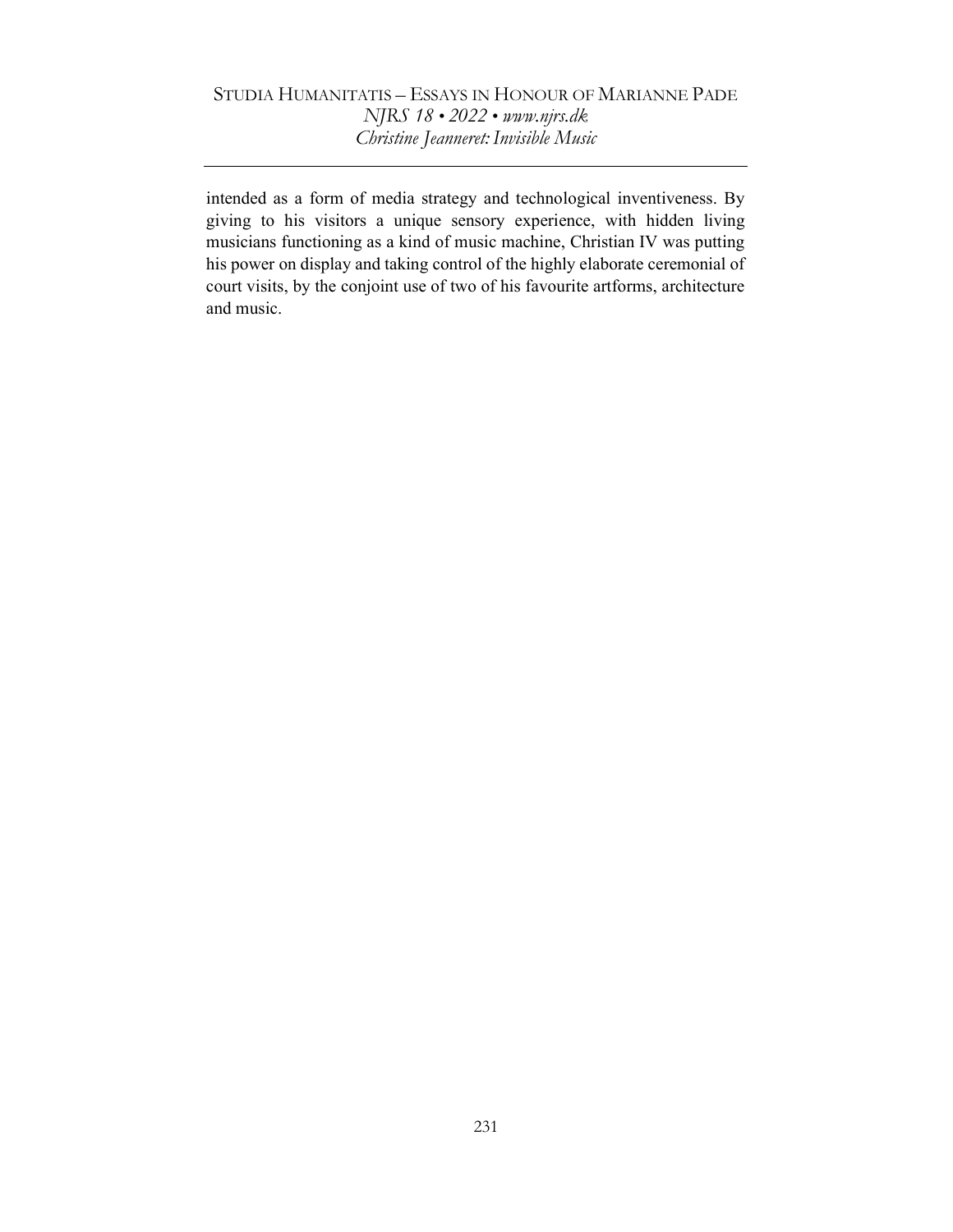intended as a form of media strategy and technological inventiveness. By giving to his visitors a unique sensory experience, with hidden living musicians functioning as a kind of music machine, Christian IV was putting his power on display and taking control of the highly elaborate ceremonial of court visits, by the conjoint use of two of his favourite artforms, architecture and music.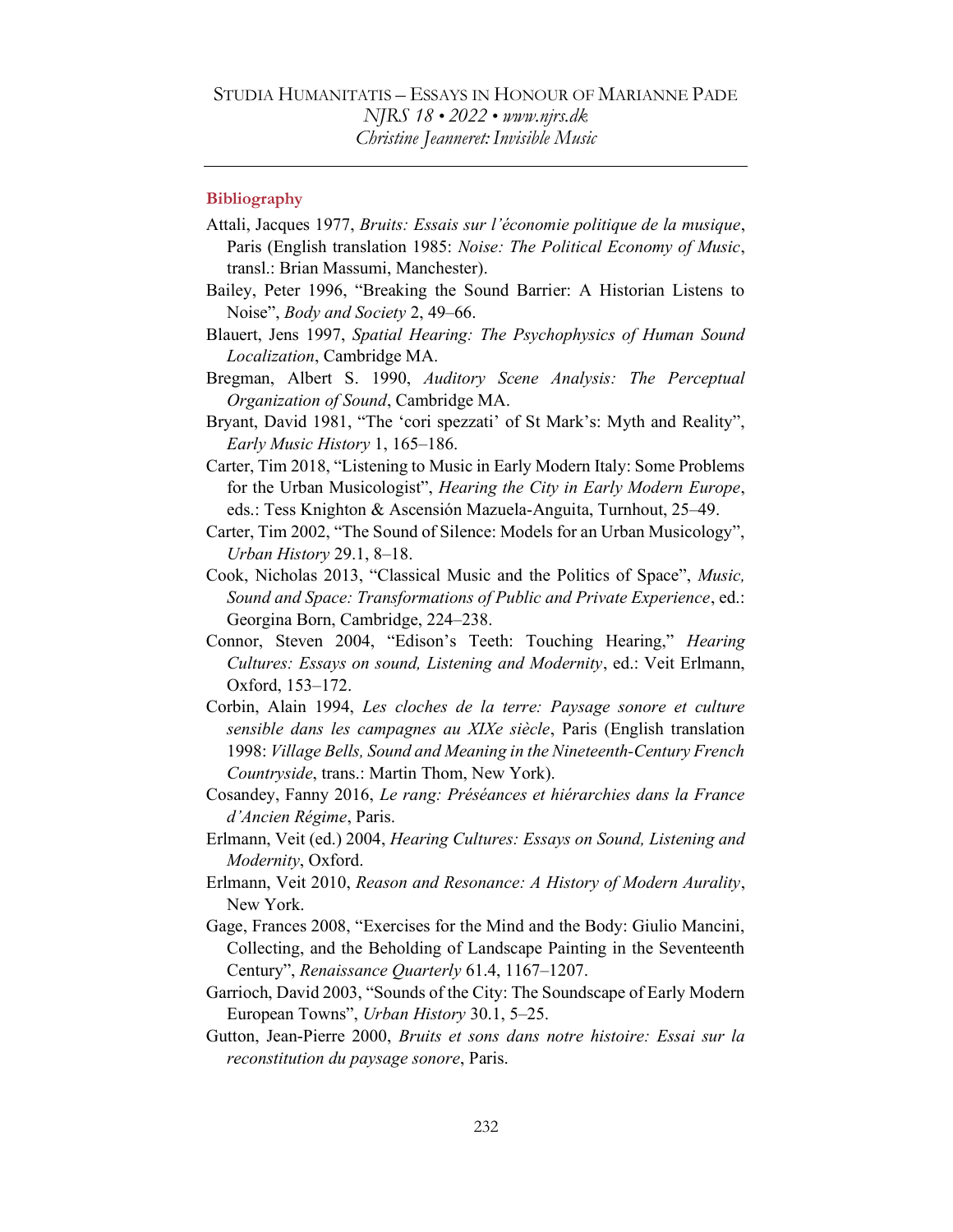### Bibliography

Attali, Jacques 1977, *Bruits: Essais sur l'économie politique de la musique*, Paris (English translation 1985: *Noise: The Political Economy of Music*, transl.: Brian Massumi, Manchester).

Bailey, Peter 1996, "Breaking the Sound Barrier: A Historian Listens to Noise", *Body and Society* 2, 49–66.

Blauert, Jens 1997, *Spatial Hearing: The Psychophysics of Human Sound Localization*, Cambridge MA.

Bregman, Albert S. 1990, *Auditory Scene Analysis: The Perceptual Organization of Sound*, Cambridge MA.

Bryant, David 1981, "The 'cori spezzati' of St Mark's: Myth and Reality", *Early Music History* 1, 165–186.

Carter, Tim 2018, "Listening to Music in Early Modern Italy: Some Problems for the Urban Musicologist", *Hearing the City in Early Modern Europe*, eds.: Tess Knighton & Ascensión Mazuela-Anguita, Turnhout, 25–49.

Carter, Tim 2002, "The Sound of Silence: Models for an Urban Musicology", *Urban History* 29.1, 8–18.

Cook, Nicholas 2013, "Classical Music and the Politics of Space", *Music, Sound and Space: Transformations of Public and Private Experience*, ed.: Georgina Born, Cambridge, 224–238.

Connor, Steven 2004, "Edison's Teeth: Touching Hearing," *Hearing Cultures: Essays on sound, Listening and Modernity*, ed.: Veit Erlmann, Oxford, 153–172.

Corbin, Alain 1994, *Les cloches de la terre: Paysage sonore et culture sensible dans les campagnes au XIXe siècle*, Paris (English translation 1998: *Village Bells, Sound and Meaning in the Nineteenth-Century French Countryside*, trans.: Martin Thom, New York).

Cosandey, Fanny 2016, *Le rang: Préséances et hiérarchies dans la France d'Ancien Régime*, Paris.

Erlmann, Veit (ed.) 2004, *Hearing Cultures: Essays on Sound, Listening and Modernity*, Oxford.

Erlmann, Veit 2010, *Reason and Resonance: A History of Modern Aurality*, New York.

Gage, Frances 2008, "Exercises for the Mind and the Body: Giulio Mancini, Collecting, and the Beholding of Landscape Painting in the Seventeenth Century", *Renaissance Quarterly* 61.4, 1167–1207.

Garrioch, David 2003, "Sounds of the City: The Soundscape of Early Modern European Towns", *Urban History* 30.1, 5–25.

Gutton, Jean-Pierre 2000, *Bruits et sons dans notre histoire: Essai sur la reconstitution du paysage sonore*, Paris.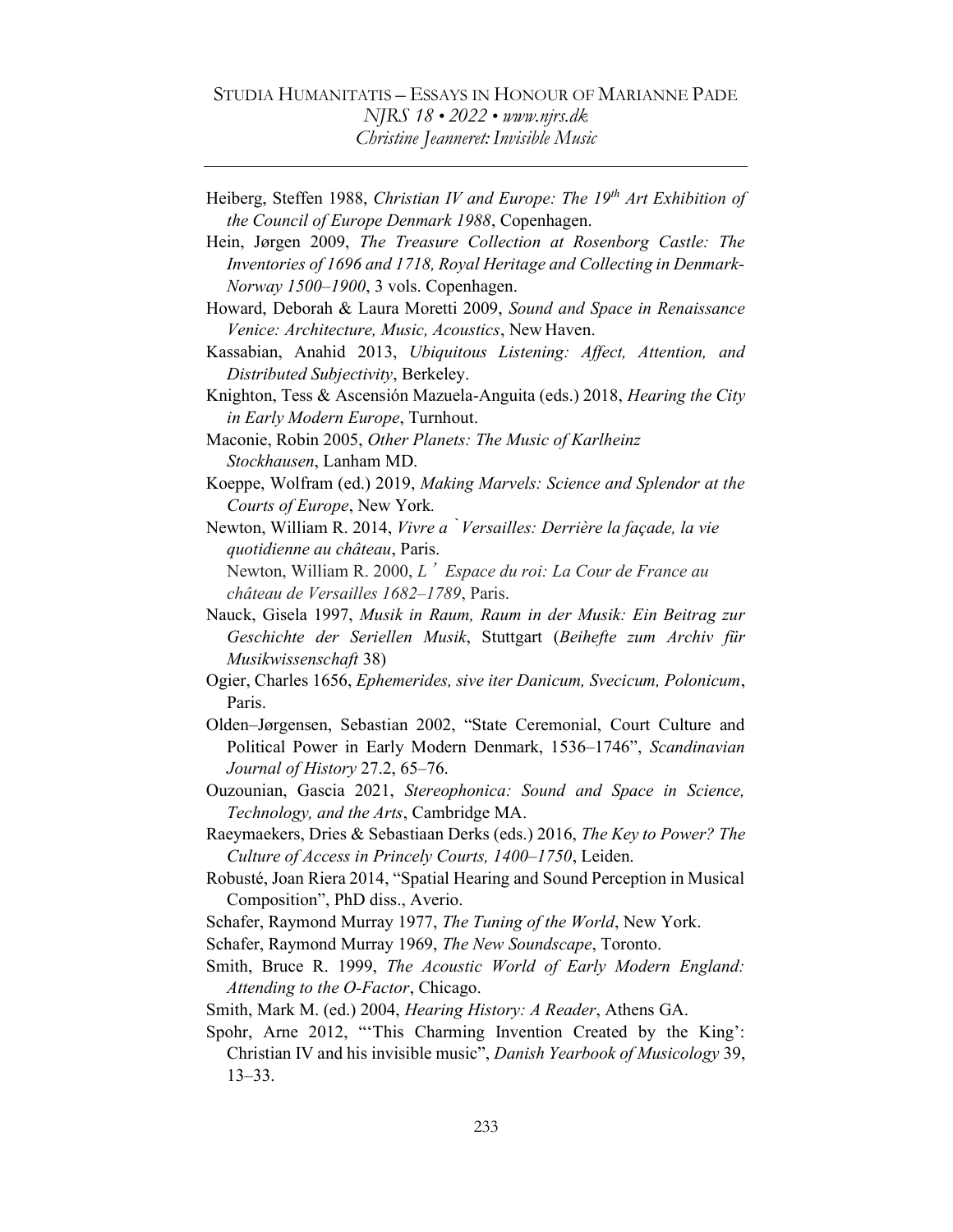Heiberg, Steffen 1988, *Christian IV and Europe: The 19th Art Exhibition of the Council of Europe Denmark 1988*, Copenhagen.

Hein, Jørgen 2009, *The Treasure Collection at Rosenborg Castle: The Inventories of 1696 and 1718, Royal Heritage and Collecting in Denmark-Norway 1500–1900*, 3 vols. Copenhagen.

Howard, Deborah & Laura Moretti 2009, *Sound and Space in Renaissance Venice: Architecture, Music, Acoustics*, New Haven.

Kassabian, Anahid 2013, *Ubiquitous Listening: Affect, Attention, and Distributed Subjectivity*, Berkeley.

Knighton, Tess & Ascensión Mazuela-Anguita (eds.) 2018, *Hearing the City in Early Modern Europe*, Turnhout.

Maconie, Robin 2005, *Other Planets: The Music of Karlheinz Stockhausen*, Lanham MD.

Koeppe, Wolfram (ed.) 2019, *Making Marvels: Science and Splendor at the Courts of Europe*, New York.

Newton, William R. 2014, *Vivre a ̀ Versailles: Derrière la façade, la vie quotidienne au château*, Paris.

Newton, William R. 2000, *L' Espace du roi: La Cour de France au château de Versailles 1682–1789*, Paris.

Nauck, Gisela 1997, *Musik in Raum, Raum in der Musik: Ein Beitrag zur Geschichte der Seriellen Musik*, Stuttgart (*Beihefte zum Archiv für Musikwissenschaft* 38)

Ogier, Charles 1656, *Ephemerides, sive iter Danicum, Svecicum, Polonicum*, Paris.

Olden–Jørgensen, Sebastian 2002, "State Ceremonial, Court Culture and Political Power in Early Modern Denmark, 1536–1746", *Scandinavian Journal of History* 27.2, 65–76.

Ouzounian, Gascia 2021, *Stereophonica: Sound and Space in Science, Technology, and the Arts*, Cambridge MA.

Raeymaekers, Dries & Sebastiaan Derks (eds.) 2016, *The Key to Power? The Culture of Access in Princely Courts, 1400–1750*, Leiden.

Robusté, Joan Riera 2014, "Spatial Hearing and Sound Perception in Musical Composition", PhD diss., Averio.

Schafer, Raymond Murray 1977, *The Tuning of the World*, New York.

Schafer, Raymond Murray 1969, *The New Soundscape*, Toronto.

Smith, Bruce R. 1999, *The Acoustic World of Early Modern England: Attending to the O-Factor*, Chicago.

Smith, Mark M. (ed.) 2004, *Hearing History: A Reader*, Athens GA.

Spohr, Arne 2012, "'This Charming Invention Created by the King': Christian IV and his invisible music", *Danish Yearbook of Musicology* 39, 13–33.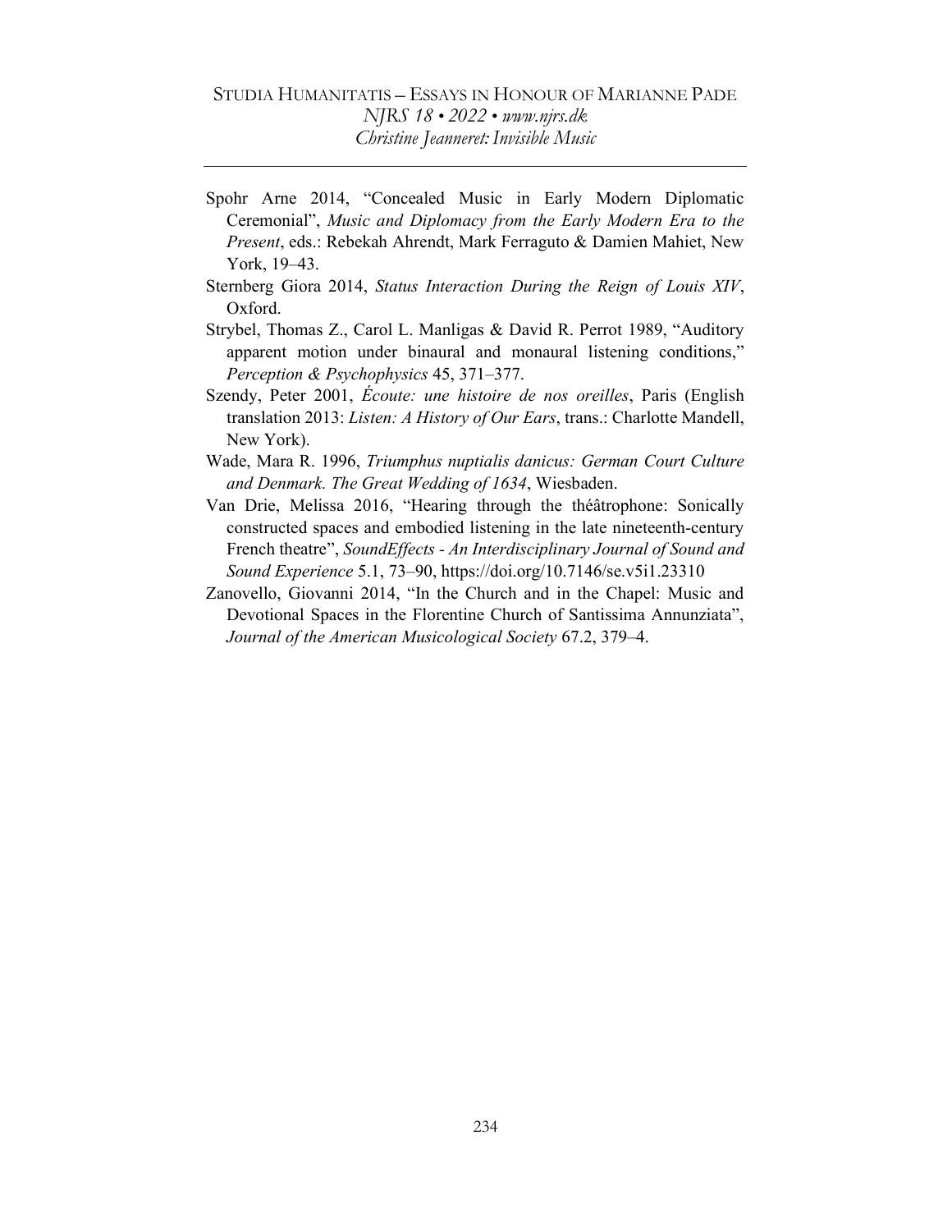Spohr Arne 2014, "Concealed Music in Early Modern Diplomatic Ceremonial", *Music and Diplomacy from the Early Modern Era to the Present*, eds.: Rebekah Ahrendt, Mark Ferraguto & Damien Mahiet, New York, 19–43.

Sternberg Giora 2014, *Status Interaction During the Reign of Louis XIV*, Oxford.

Strybel, Thomas Z., Carol L. Manligas & David R. Perrot 1989, "Auditory apparent motion under binaural and monaural listening conditions," *Perception & Psychophysics* 45, 371–377.

Szendy, Peter 2001, *Écoute: une histoire de nos oreilles*, Paris (English translation 2013: *Listen: A History of Our Ears*, trans.: Charlotte Mandell, New York).

Wade, Mara R. 1996, *Triumphus nuptialis danicus: German Court Culture and Denmark. The Great Wedding of 1634*, Wiesbaden.

Van Drie, Melissa 2016, "Hearing through the théâtrophone: Sonically constructed spaces and embodied listening in the late nineteenth-century French theatre", *SoundEffects - An Interdisciplinary Journal of Sound and Sound Experience* 5.1, 73–90, https://doi.org/10.7146/se.v5i1.23310

Zanovello, Giovanni 2014, "In the Church and in the Chapel: Music and Devotional Spaces in the Florentine Church of Santissima Annunziata", *Journal of the American Musicological Society* 67.2, 379–4.